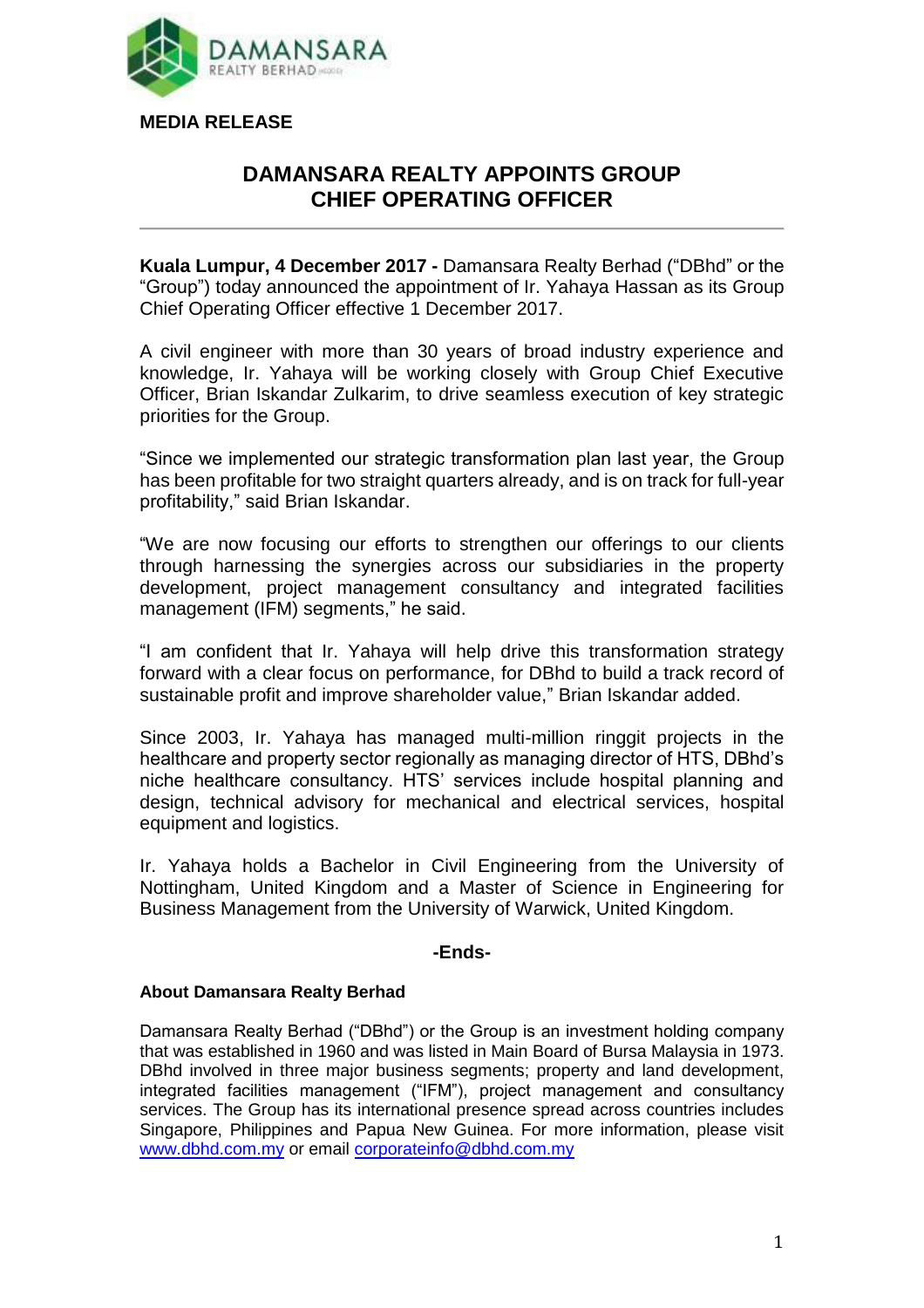**MEDIA RELEASE**

# DAMANSARA REALTY APPOINTS GROUP CHIEF OPERATING OFFICER

---

**Kuala Lumpur, 4 December 2017 -** Damansara Realty Berhad ("DBhd" or the "Group") today announced the appointment of Ir. Yahaya Hassan as its Group Chief Operating Officer effective 1 December 2017.

A civil engineer with more than 30 years of broad industry experience and knowledge, Ir. Yahaya will be working closely with Group Chief Executive Officer, Brian Iskandar Zulkarim, to drive seamless execution of key strategic priorities for the Group.

"Since we implemented our strategic transformation plan last year, the Group has been profitable for two straight quarters already, and is on track for full-year profitability," said Brian Iskandar.

"We are now focusing our efforts to strengthen our offerings to our clients through harnessing the synergies across our subsidiaries in the property development, project management consultancy and integrated facilities management (IFM) segments," he said.

"I am confident that Ir. Yahaya will help drive this transformation strategy forward with a clear focus on performance, for DBhd to build a track record of sustainable profit and improve shareholder value," Brian Iskandar added.

Since 2003, Ir. Yahaya has managed multi-million ringgit projects in the healthcare and property sector regionally as managing director of HTS, DBhd's niche healthcare consultancy. HTS' services include hospital planning and design, technical advisory for mechanical and electrical services, hospital equipment and logistics.

Ir. Yahaya holds a Bachelor in Civil Engineering from the University of Nottingham, United Kingdom and a Master of Science in Engineering for Business Management from the University of Warwick, United Kingdom.

**-Ends-**

**About Damansara Realty Berhad**

Damansara Realty Berhad ("DBhd") or the Group is an investment holding company that was established in 1960 and was listed in Main Board of Bursa Malaysia in 1973. DBhd involved in three major business segments; property and land development, integrated facilities management ("IFM"), project management and consultancy services. The Group has its international presence spread across countries includes Singapore, Philippines and Papua New Guinea. For more information, please visit www.dbhd.com.my or email corporateinfo@dbhd.com.my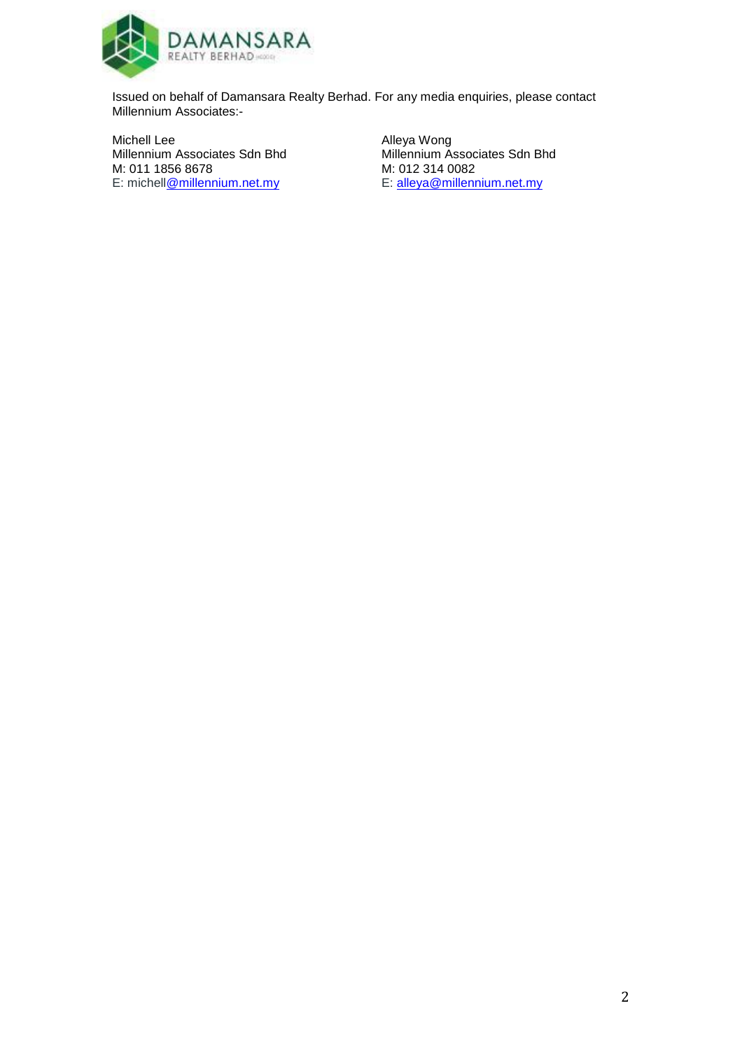Issued on behalf of Damansara Realty Berhad. For any media enquiries, please contact Millennium Associates:-

Michell Lee
Millennium Associates Sdn Bhd
M: 011 1856 8678
E: michell@millennium.net.my

Alleya Wong
Millennium Associates Sdn Bhd
M: 012 314 0082
E: alleya@millennium.net.my